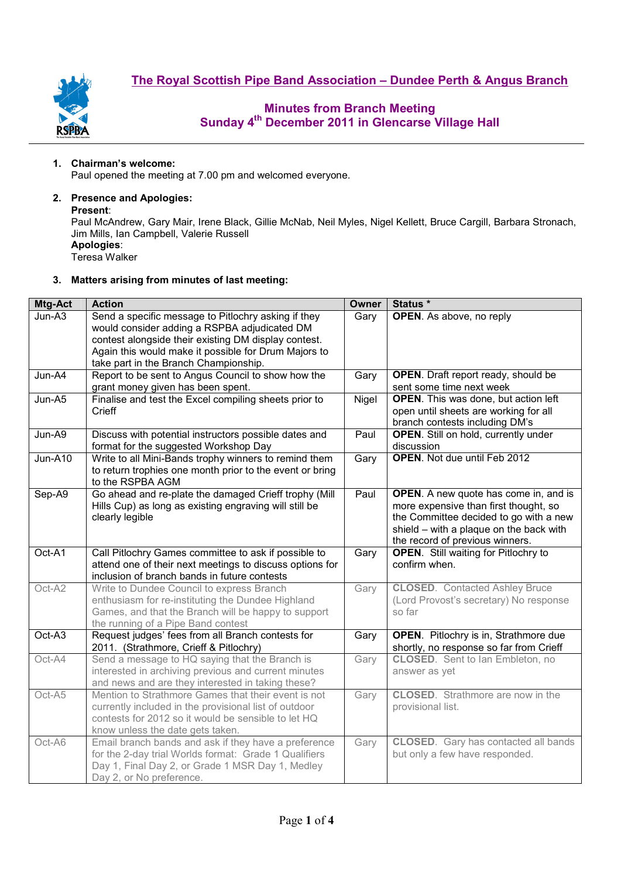# The Royal Scottish Pipe Band Association – Dundee Perth & Angus Branch

## Minutes from Branch Meeting
## Sunday 4th December 2011 in Glencarse Village Hall

1. **Chairman's welcome:**
   Paul opened the meeting at 7.00 pm and welcomed everyone.

2. **Presence and Apologies:**
   **Present**:
   Paul McAndrew, Gary Mair, Irene Black, Gillie McNab, Neil Myles, Nigel Kellett, Bruce Cargill, Barbara Stronach, Jim Mills, Ian Campbell, Valerie Russell
   **Apologies**:
   Teresa Walker

3. **Matters arising from minutes of last meeting:**

| Mtg-Act | Action | Owner | Status * |
|---|---|---|---|
| Jun-A3 | Send a specific message to Pitlochry asking if they would consider adding a RSPBA adjudicated DM contest alongside their existing DM display contest. Again this would make it possible for Drum Majors to take part in the Branch Championship. | Gary | **OPEN**. As above, no reply |
| Jun-A4 | Report to be sent to Angus Council to show how the grant money given has been spent. | Gary | **OPEN**. Draft report ready, should be sent some time next week |
| Jun-A5 | Finalise and test the Excel compiling sheets prior to Crieff | Nigel | **OPEN**. This was done, but action left open until sheets are working for all branch contests including DM's |
| Jun-A9 | Discuss with potential instructors possible dates and format for the suggested Workshop Day | Paul | **OPEN**. Still on hold, currently under discussion |
| Jun-A10 | Write to all Mini-Bands trophy winners to remind them to return trophies one month prior to the event or bring to the RSPBA AGM | Gary | **OPEN**. Not due until Feb 2012 |
| Sep-A9 | Go ahead and re-plate the damaged Crieff trophy (Mill Hills Cup) as long as existing engraving will still be clearly legible | Paul | **OPEN**. A new quote has come in, and is more expensive than first thought, so the Committee decided to go with a new shield – with a plaque on the back with the record of previous winners. |
| Oct-A1 | Call Pitlochry Games committee to ask if possible to attend one of their next meetings to discuss options for inclusion of branch bands in future contests | Gary | **OPEN**. Still waiting for Pitlochry to confirm when. |
| Oct-A2 | Write to Dundee Council to express Branch enthusiasm for re-instituting the Dundee Highland Games, and that the Branch will be happy to support the running of a Pipe Band contest | Gary | **CLOSED**. Contacted Ashley Bruce (Lord Provost's secretary) No response so far |
| Oct-A3 | Request judges' fees from all Branch contests for 2011. (Strathmore, Crieff & Pitlochry) | Gary | **OPEN**. Pitlochry is in, Strathmore due shortly, no response so far from Crieff |
| Oct-A4 | Send a message to HQ saying that the Branch is interested in archiving previous and current minutes and news and are they interested in taking these? | Gary | **CLOSED**. Sent to Ian Embleton, no answer as yet |
| Oct-A5 | Mention to Strathmore Games that their event is not currently included in the provisional list of outdoor contests for 2012 so it would be sensible to let HQ know unless the date gets taken. | Gary | **CLOSED**. Strathmore are now in the provisional list. |
| Oct-A6 | Email branch bands and ask if they have a preference for the 2-day trial Worlds format: Grade 1 Qualifiers Day 1, Final Day 2, or Grade 1 MSR Day 1, Medley Day 2, or No preference. | Gary | **CLOSED**. Gary has contacted all bands but only a few have responded. |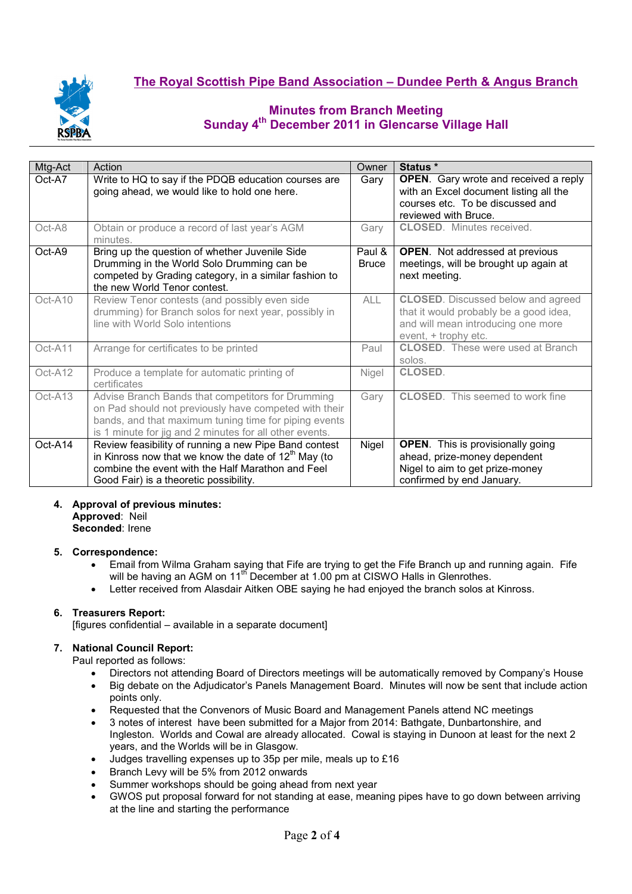## The Royal Scottish Pipe Band Association – Dundee Perth & Angus Branch

### Minutes from Branch Meeting
### Sunday 4th December 2011 in Glencarse Village Hall

| Mtg-Act | Action | Owner | Status * |
|---|---|---|---|
| Oct-A7 | Write to HQ to say if the PDQB education courses are going ahead, we would like to hold one here. | Gary | **OPEN**. Gary wrote and received a reply with an Excel document listing all the courses etc. To be discussed and reviewed with Bruce. |
| Oct-A8 | Obtain or produce a record of last year's AGM minutes. | Gary | **CLOSED**. Minutes received. |
| Oct-A9 | Bring up the question of whether Juvenile Side Drumming in the World Solo Drumming can be competed by Grading category, in a similar fashion to the new World Tenor contest. | Paul & Bruce | **OPEN**. Not addressed at previous meetings, will be brought up again at next meeting. |
| Oct-A10 | Review Tenor contests (and possibly even side drumming) for Branch solos for next year, possibly in line with World Solo intentions | ALL | **CLOSED**. Discussed below and agreed that it would probably be a good idea, and will mean introducing one more event, + trophy etc. |
| Oct-A11 | Arrange for certificates to be printed | Paul | **CLOSED**. These were used at Branch solos. |
| Oct-A12 | Produce a template for automatic printing of certificates | Nigel | **CLOSED**. |
| Oct-A13 | Advise Branch Bands that competitors for Drumming on Pad should not previously have competed with their bands, and that maximum tuning time for piping events is 1 minute for jig and 2 minutes for all other events. | Gary | **CLOSED**. This seemed to work fine |
| Oct-A14 | Review feasibility of running a new Pipe Band contest in Kinross now that we know the date of 12th May (to combine the event with the Half Marathon and Feel Good Fair) is a theoretic possibility. | Nigel | **OPEN**. This is provisionally going ahead, prize-money dependent Nigel to aim to get prize-money confirmed by end January. |

4. **Approval of previous minutes:**
   **Approved**: Neil
   **Seconded**: Irene

5. **Correspondence:**
   - Email from Wilma Graham saying that Fife are trying to get the Fife Branch up and running again. Fife will be having an AGM on 11th December at 1.00 pm at CISWO Halls in Glenrothes.
   - Letter received from Alasdair Aitken OBE saying he had enjoyed the branch solos at Kinross.

6. **Treasurers Report:**
   [figures confidential – available in a separate document]

7. **National Council Report:**
   Paul reported as follows:
   - Directors not attending Board of Directors meetings will be automatically removed by Company's House
   - Big debate on the Adjudicator's Panels Management Board. Minutes will now be sent that include action points only.
   - Requested that the Convenors of Music Board and Management Panels attend NC meetings
   - 3 notes of interest have been submitted for a Major from 2014: Bathgate, Dunbartonshire, and Ingleston. Worlds and Cowal are already allocated. Cowal is staying in Dunoon at least for the next 2 years, and the Worlds will be in Glasgow.
   - Judges travelling expenses up to 35p per mile, meals up to £16
   - Branch Levy will be 5% from 2012 onwards
   - Summer workshops should be going ahead from next year
   - GWOS put proposal forward for not standing at ease, meaning pipes have to go down between arriving at the line and starting the performance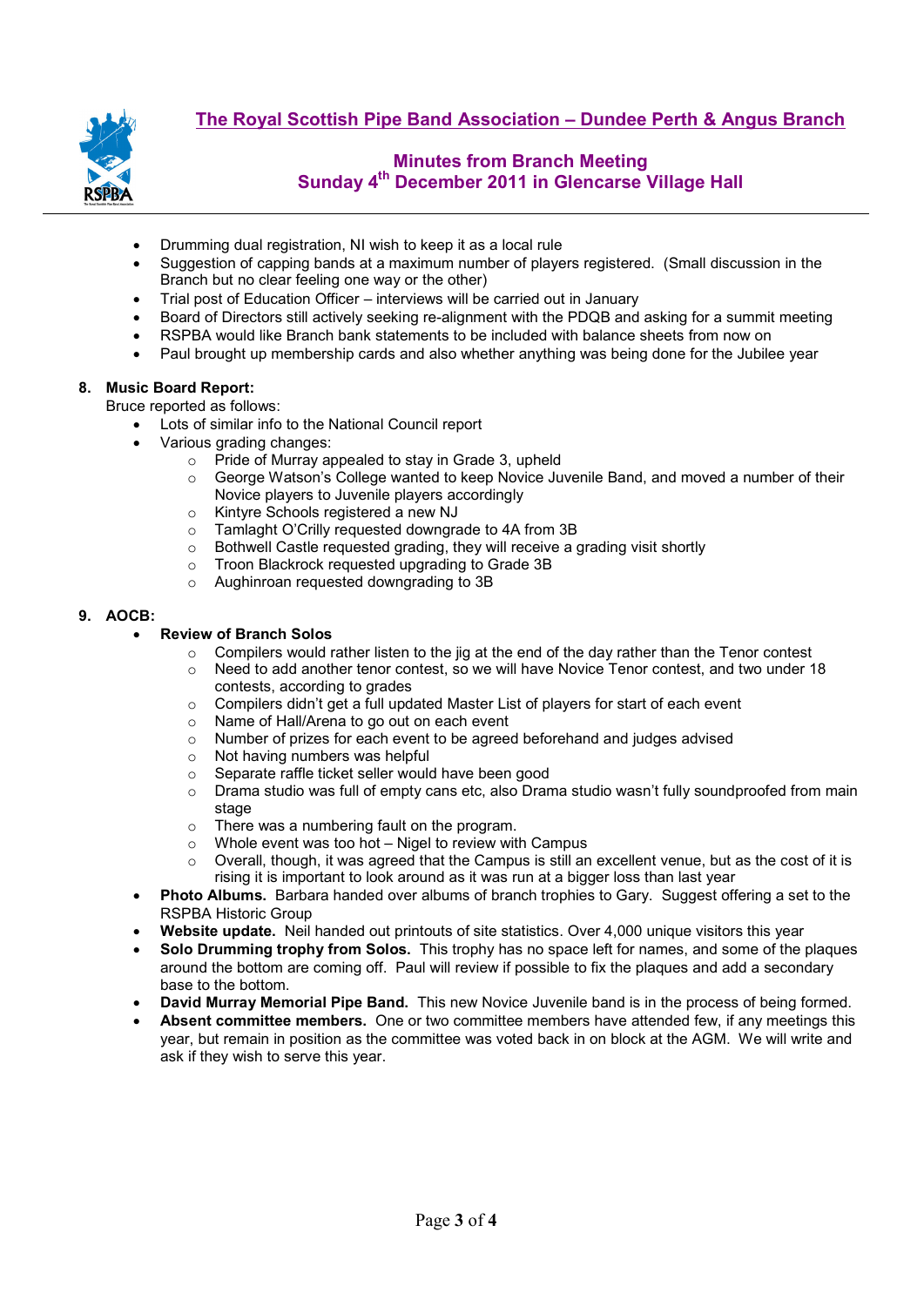- Drumming dual registration, NI wish to keep it as a local rule
- Suggestion of capping bands at a maximum number of players registered. (Small discussion in the Branch but no clear feeling one way or the other)
- Trial post of Education Officer – interviews will be carried out in January
- Board of Directors still actively seeking re-alignment with the PDQB and asking for a summit meeting
- RSPBA would like Branch bank statements to be included with balance sheets from now on
- Paul brought up membership cards and also whether anything was being done for the Jubilee year

**8. Music Board Report:**

Bruce reported as follows:

- Lots of similar info to the National Council report
- Various grading changes:
  - Pride of Murray appealed to stay in Grade 3, upheld
  - George Watson's College wanted to keep Novice Juvenile Band, and moved a number of their Novice players to Juvenile players accordingly
  - Kintyre Schools registered a new NJ
  - Tamlaght O'Crilly requested downgrade to 4A from 3B
  - Bothwell Castle requested grading, they will receive a grading visit shortly
  - Troon Blackrock requested upgrading to Grade 3B
  - Aughinroan requested downgrading to 3B

**9. AOCB:**

- **Review of Branch Solos**
  - Compilers would rather listen to the jig at the end of the day rather than the Tenor contest
  - Need to add another tenor contest, so we will have Novice Tenor contest, and two under 18 contests, according to grades
  - Compilers didn't get a full updated Master List of players for start of each event
  - Name of Hall/Arena to go out on each event
  - Number of prizes for each event to be agreed beforehand and judges advised
  - Not having numbers was helpful
  - Separate raffle ticket seller would have been good
  - Drama studio was full of empty cans etc, also Drama studio wasn't fully soundproofed from main stage
  - There was a numbering fault on the program.
  - Whole event was too hot – Nigel to review with Campus
  - Overall, though, it was agreed that the Campus is still an excellent venue, but as the cost of it is rising it is important to look around as it was run at a bigger loss than last year
- **Photo Albums.** Barbara handed over albums of branch trophies to Gary. Suggest offering a set to the RSPBA Historic Group
- **Website update.** Neil handed out printouts of site statistics. Over 4,000 unique visitors this year
- **Solo Drumming trophy from Solos.** This trophy has no space left for names, and some of the plaques around the bottom are coming off. Paul will review if possible to fix the plaques and add a secondary base to the bottom.
- **David Murray Memorial Pipe Band.** This new Novice Juvenile band is in the process of being formed.
- **Absent committee members.** One or two committee members have attended few, if any meetings this year, but remain in position as the committee was voted back in on block at the AGM. We will write and ask if they wish to serve this year.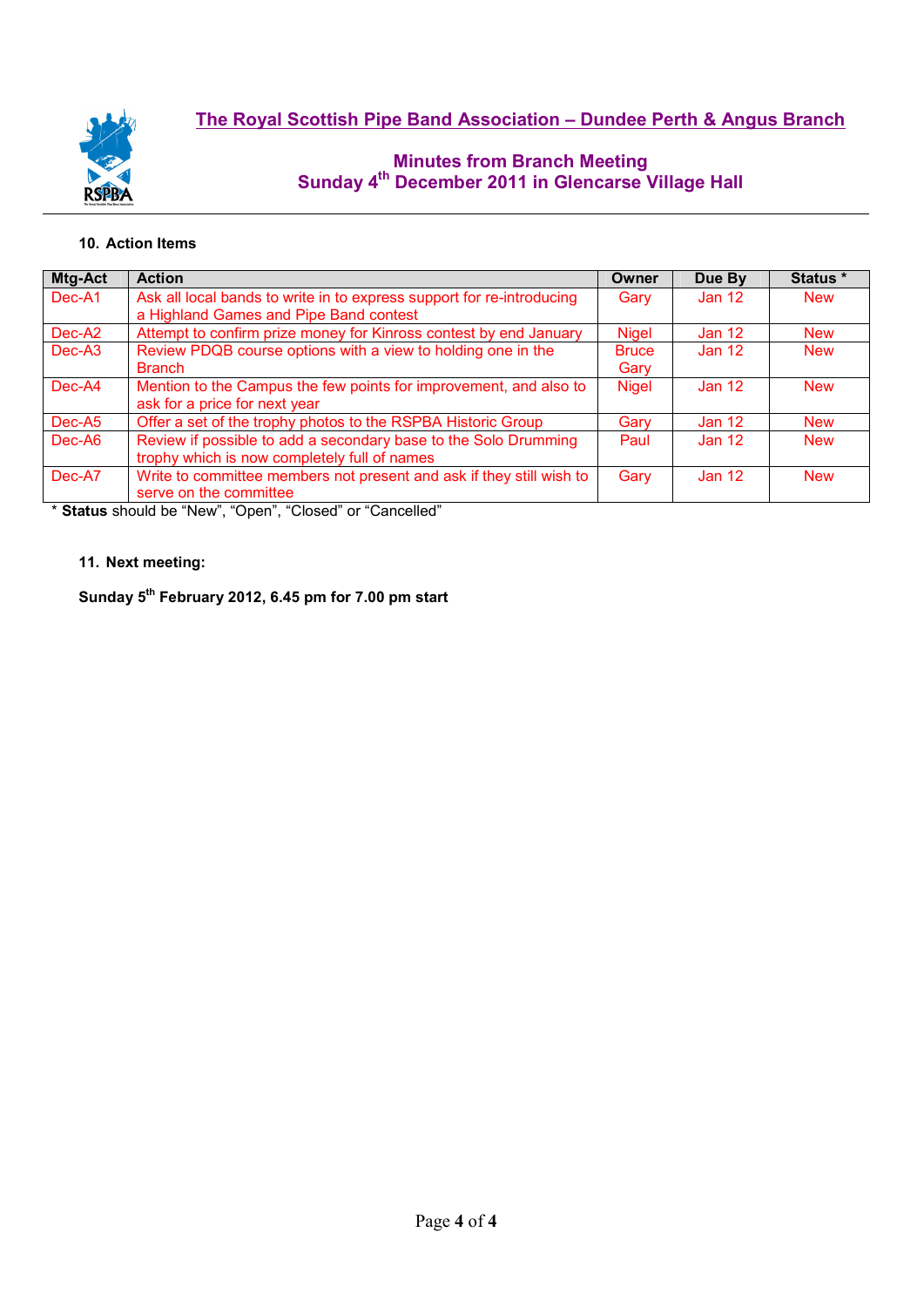# The Royal Scottish Pipe Band Association – Dundee Perth & Angus Branch

## Minutes from Branch Meeting
## Sunday 4th December 2011 in Glencarse Village Hall

### 10. Action Items

| Mtg-Act | Action | Owner | Due By | Status * |
|---|---|---|---|---|
| Dec-A1 | Ask all local bands to write in to express support for re-introducing a Highland Games and Pipe Band contest | Gary | Jan 12 | New |
| Dec-A2 | Attempt to confirm prize money for Kinross contest by end January | Nigel | Jan 12 | New |
| Dec-A3 | Review PDQB course options with a view to holding one in the Branch | Bruce Gary | Jan 12 | New |
| Dec-A4 | Mention to the Campus the few points for improvement, and also to ask for a price for next year | Nigel | Jan 12 | New |
| Dec-A5 | Offer a set of the trophy photos to the RSPBA Historic Group | Gary | Jan 12 | New |
| Dec-A6 | Review if possible to add a secondary base to the Solo Drumming trophy which is now completely full of names | Paul | Jan 12 | New |
| Dec-A7 | Write to committee members not present and ask if they still wish to serve on the committee | Gary | Jan 12 | New |

* **Status** should be "New", "Open", "Closed" or "Cancelled"

### 11. Next meeting:

**Sunday 5th February 2012, 6.45 pm for 7.00 pm start**